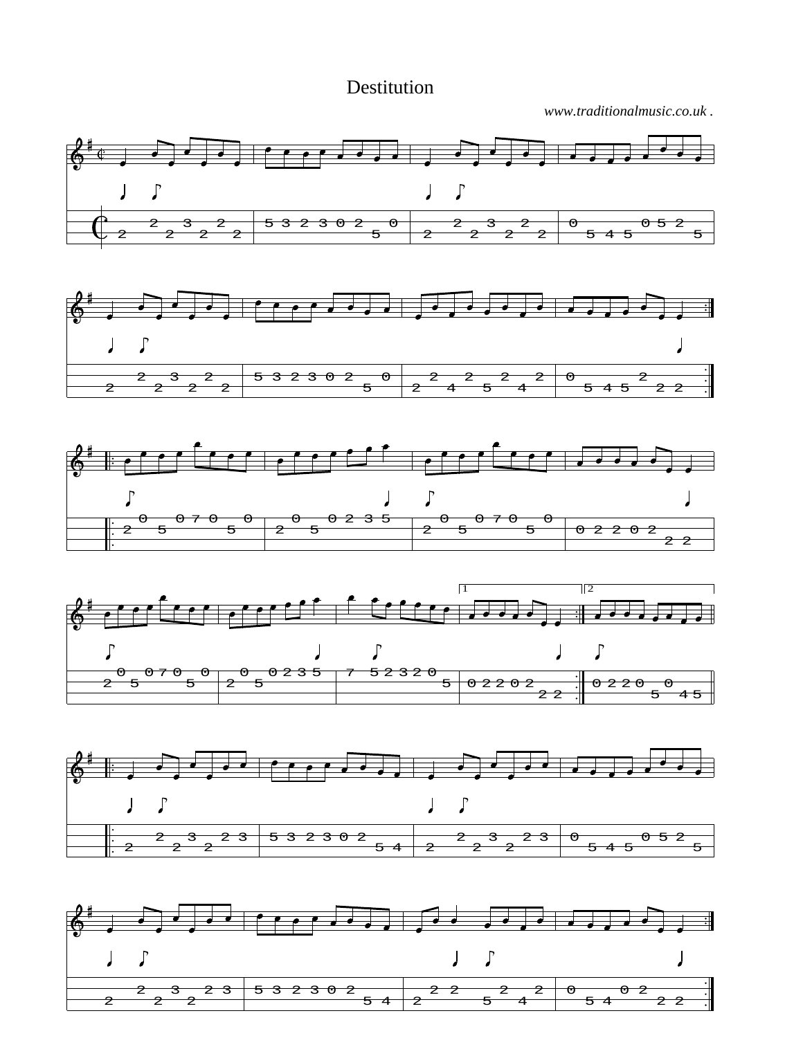# Destitution

*www.traditionalmusic.co.uk .*